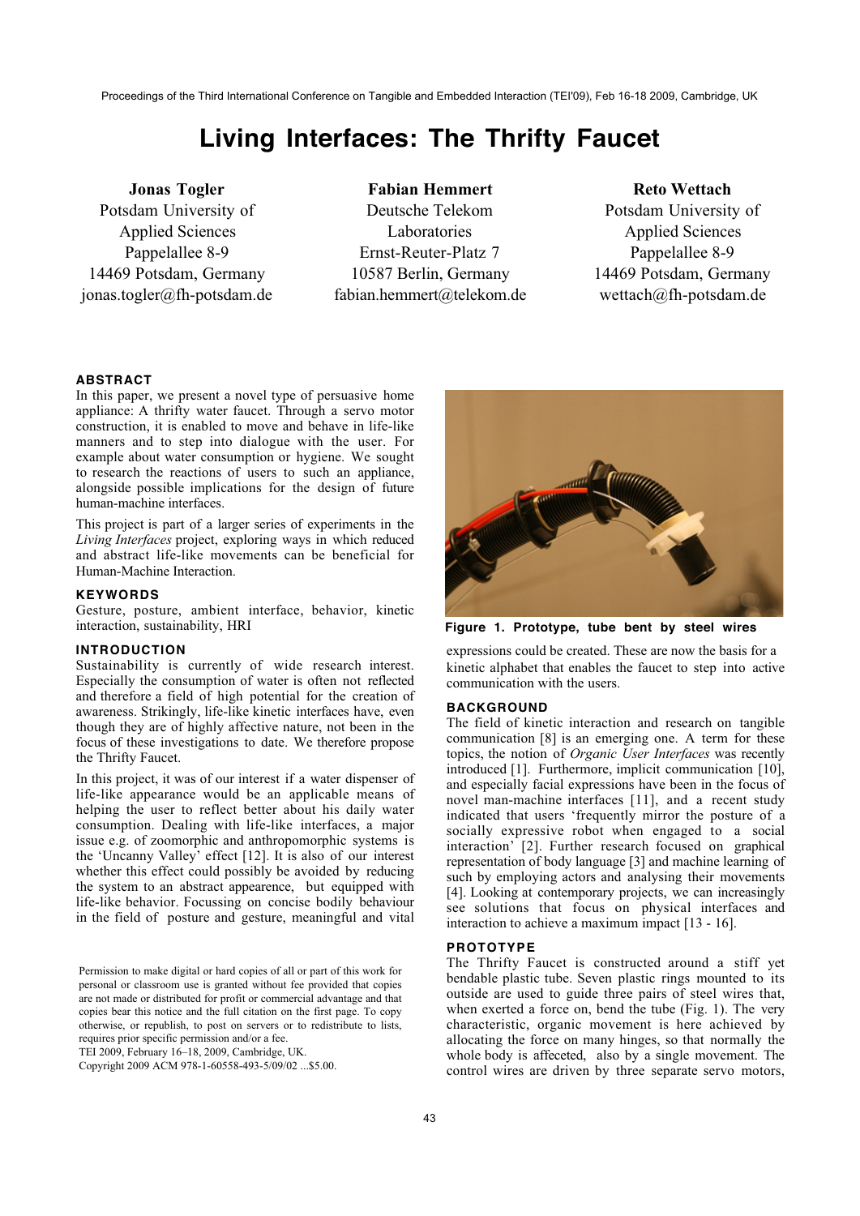# Living Interfaces: The Thrifty Faucet

**Jonas Togler**
Potsdam University of Applied Sciences
Pappelallee 8-9
14469 Potsdam, Germany
jonas.togler@fh-potsdam.de

**Fabian Hemmert**
Deutsche Telekom Laboratories
Ernst-Reuter-Platz 7
10587 Berlin, Germany
fabian.hemmert@telekom.de

**Reto Wettach**
Potsdam University of Applied Sciences
Pappelallee 8-9
14469 Potsdam, Germany
wettach@fh-potsdam.de

## ABSTRACT

In this paper, we present a novel type of persuasive home appliance: A thrifty water faucet. Through a servo motor construction, it is enabled to move and behave in life-like manners and to step into dialogue with the user. For example about water consumption or hygiene. We sought to research the reactions of users to such an appliance, alongside possible implications for the design of future human-machine interfaces.

This project is part of a larger series of experiments in the *Living Interfaces* project, exploring ways in which reduced and abstract life-like movements can be beneficial for Human-Machine Interaction.

## KEYWORDS

Gesture, posture, ambient interface, behavior, kinetic interaction, sustainability, HRI

## INTRODUCTION

Sustainability is currently of wide research interest. Especially the consumption of water is often not reflected and therefore a field of high potential for the creation of awareness. Strikingly, life-like kinetic interfaces have, even though they are of highly affective nature, not been in the focus of these investigations to date. We therefore propose the Thrifty Faucet.

In this project, it was of our interest if a water dispenser of life-like appearance would be an applicable means of helping the user to reflect better about his daily water consumption. Dealing with life-like interfaces, a major issue e.g. of zoomorphic and anthropomorphic systems is the 'Uncanny Valley' effect [12]. It is also of our interest whether this effect could possibly be avoided by reducing the system to an abstract appearence, but equipped with life-like behavior. Focussing on concise bodily behaviour in the field of posture and gesture, meaningful and vital expressions could be created. These are now the basis for a kinetic alphabet that enables the faucet to step into active communication with the users.

Permission to make digital or hard copies of all or part of this work for personal or classroom use is granted without fee provided that copies are not made or distributed for profit or commercial advantage and that copies bear this notice and the full citation on the first page. To copy otherwise, or republish, to post on servers or to redistribute to lists, requires prior specific permission and/or a fee.
TEI 2009, February 16–18, 2009, Cambridge, UK.
Copyright 2009 ACM 978-1-60558-493-5/09/02 ...$5.00.

**Figure 1. Prototype, tube bent by steel wires**

## BACKGROUND

The field of kinetic interaction and research on tangible communication [8] is an emerging one. A term for these topics, the notion of *Organic User Interfaces* was recently introduced [1]. Furthermore, implicit communication [10], and especially facial expressions have been in the focus of novel man-machine interfaces [11], and a recent study indicated that users 'frequently mirror the posture of a socially expressive robot when engaged to a social interaction' [2]. Further research focused on graphical representation of body language [3] and machine learning of such by employing actors and analysing their movements [4]. Looking at contemporary projects, we can increasingly see solutions that focus on physical interfaces and interaction to achieve a maximum impact [13 - 16].

## PROTOTYPE

The Thrifty Faucet is constructed around a stiff yet bendable plastic tube. Seven plastic rings mounted to its outside are used to guide three pairs of steel wires that, when exerted a force on, bend the tube (Fig. 1). The very characteristic, organic movement is here achieved by allocating the force on many hinges, so that normally the whole body is affeceted, also by a single movement. The control wires are driven by three separate servo motors,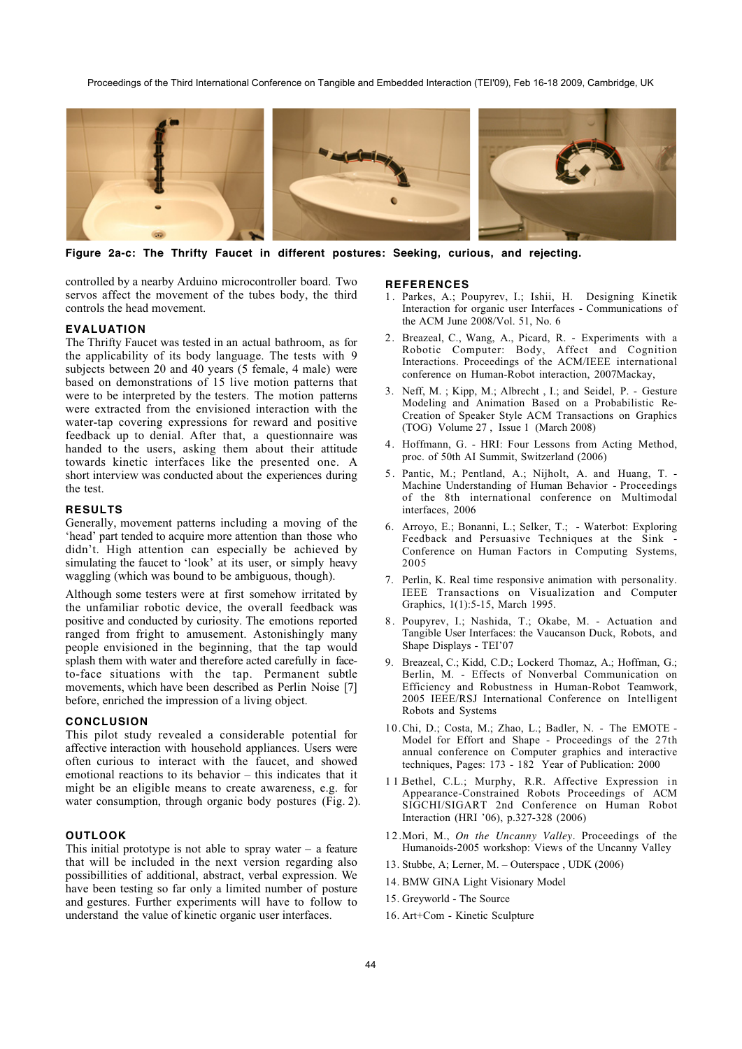**Figure 2a-c: The Thrifty Faucet in different postures: Seeking, curious, and rejecting.**

controlled by a nearby Arduino microcontroller board. Two servos affect the movement of the tubes body, the third controls the head movement.

## EVALUATION

The Thrifty Faucet was tested in an actual bathroom, as for the applicability of its body language. The tests with 9 subjects between 20 and 40 years (5 female, 4 male) were based on demonstrations of 15 live motion patterns that were to be interpreted by the testers. The motion patterns were extracted from the envisioned interaction with the water-tap covering expressions for reward and positive feedback up to denial. After that, a questionnaire was handed to the users, asking them about their attitude towards kinetic interfaces like the presented one. A short interview was conducted about the experiences during the test.

## RESULTS

Generally, movement patterns including a moving of the 'head' part tended to acquire more attention than those who didn't. High attention can especially be achieved by simulating the faucet to 'look' at its user, or simply heavy waggling (which was bound to be ambiguous, though).

Although some testers were at first somehow irritated by the unfamiliar robotic device, the overall feedback was positive and conducted by curiosity. The emotions reported ranged from fright to amusement. Astonishingly many people envisioned in the beginning, that the tap would splash them with water and therefore acted carefully in face-to-face situations with the tap. Permanent subtle movements, which have been described as Perlin Noise [7] before, enriched the impression of a living object.

## CONCLUSION

This pilot study revealed a considerable potential for affective interaction with household appliances. Users were often curious to interact with the faucet, and showed emotional reactions to its behavior – this indicates that it might be an eligible means to create awareness, e.g. for water consumption, through organic body postures (Fig. 2).

## OUTLOOK

This initial prototype is not able to spray water – a feature that will be included in the next version regarding also possibillities of additional, abstract, verbal expression. We have been testing so far only a limited number of posture and gestures. Further experiments will have to follow to understand the value of kinetic organic user interfaces.

## REFERENCES

1. Parkes, A.; Poupyrev, I.; Ishii, H. Designing Kinetik Interaction for organic user Interfaces - Communications of the ACM June 2008/Vol. 51, No. 6
2. Breazeal, C., Wang, A., Picard, R. - Experiments with a Robotic Computer: Body, Affect and Cognition Interactions. Proceedings of the ACM/IEEE international conference on Human-Robot interaction, 2007Mackay,
3. Neff, M. ; Kipp, M.; Albrecht , I.; and Seidel, P. - Gesture Modeling and Animation Based on a Probabilistic Re-Creation of Speaker Style ACM Transactions on Graphics (TOG) Volume 27 , Issue 1 (March 2008)
4. Hoffmann, G. - HRI: Four Lessons from Acting Method, proc. of 50th AI Summit, Switzerland (2006)
5. Pantic, M.; Pentland, A.; Nijholt, A. and Huang, T. - Machine Understanding of Human Behavior - Proceedings of the 8th international conference on Multimodal interfaces, 2006
6. Arroyo, E.; Bonanni, L.; Selker, T.; - Waterbot: Exploring Feedback and Persuasive Techniques at the Sink - Conference on Human Factors in Computing Systems, 2005
7. Perlin, K. Real time responsive animation with personality. IEEE Transactions on Visualization and Computer Graphics, 1(1):5-15, March 1995.
8. Poupyrev, I.; Nashida, T.; Okabe, M. - Actuation and Tangible User Interfaces: the Vaucanson Duck, Robots, and Shape Displays - TEI'07
9. Breazeal, C.; Kidd, C.D.; Lockerd Thomaz, A.; Hoffman, G.; Berlin, M. - Effects of Nonverbal Communication on Efficiency and Robustness in Human-Robot Teamwork, 2005 IEEE/RSJ International Conference on Intelligent Robots and Systems
10. Chi, D.; Costa, M.; Zhao, L.; Badler, N. - The EMOTE - Model for Effort and Shape - Proceedings of the 27th annual conference on Computer graphics and interactive techniques, Pages: 173 - 182 Year of Publication: 2000
11. Bethel, C.L.; Murphy, R.R. Affective Expression in Appearance-Constrained Robots Proceedings of ACM SIGCHI/SIGART 2nd Conference on Human Robot Interaction (HRI '06), p.327-328 (2006)
12. Mori, M., *On the Uncanny Valley*. Proceedings of the Humanoids-2005 workshop: Views of the Uncanny Valley
13. Stubbe, A; Lerner, M. – Outerspace , UDK (2006)
14. BMW GINA Light Visionary Model
15. Greyworld - The Source
16. Art+Com - Kinetic Sculpture